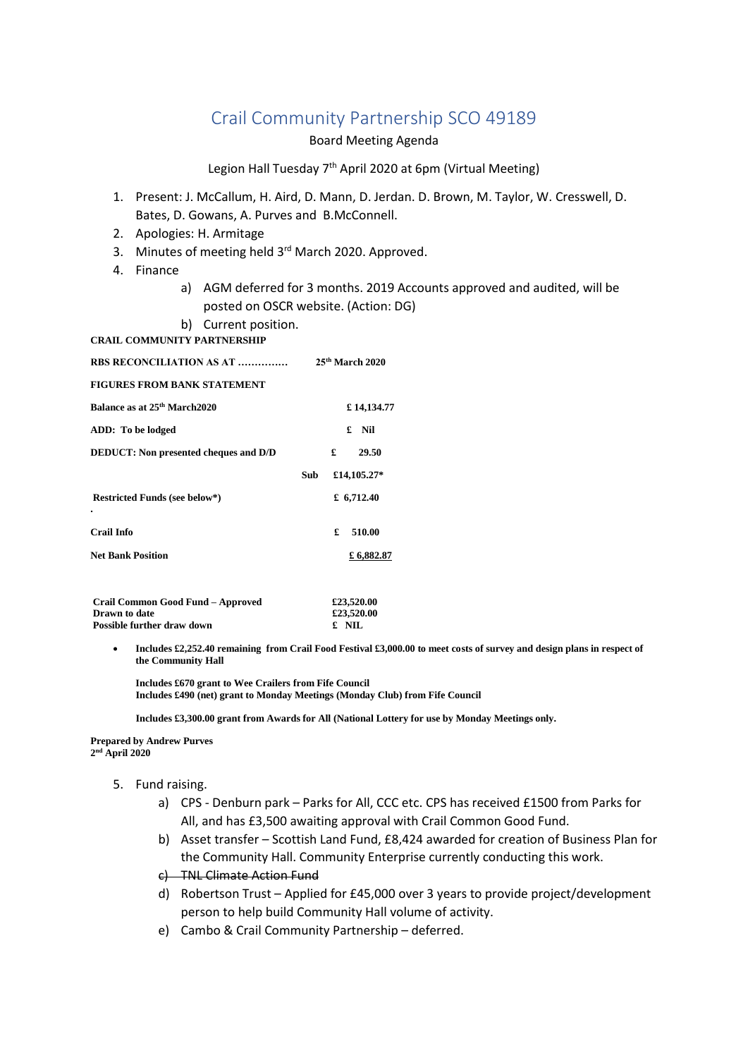# Crail Community Partnership SCO 49189

Board Meeting Agenda

Legion Hall Tuesday 7th April 2020 at 6pm (Virtual Meeting)

1. Present: J. McCallum, H. Aird, D. Mann, D. Jerdan. D. Brown, M. Taylor, W. Cresswell, D. Bates, D. Gowans, A. Purves and B.McConnell.
2. Apologies: H. Armitage
3. Minutes of meeting held 3rd March 2020. Approved.
4. Finance
    a) AGM deferred for 3 months. 2019 Accounts approved and audited, will be posted on OSCR website. (Action: DG)
    b) Current position.

**CRAIL COMMUNITY PARTNERSHIP**

| **RBS RECONCILIATION AS AT ……………** | | **25th March 2020** |
|---|---|---|
| **FIGURES FROM BANK STATEMENT** | | |
| **Balance as at 25th March2020** | | **£ 14,134.77** |
| **ADD: To be lodged** | | **£ Nil** |
| **DEDUCT: Non presented cheques and D/D** | | **£ 29.50** |
| | **Sub** | **£14,105.27*** |
| **Restricted Funds (see below*)** | | **£ 6,712.40** |
| **Crail Info** | | **£ 510.00** |
| **Net Bank Position** | | **£ 6,882.87** |

| | |
|---|---|
| **Crail Common Good Fund – Approved** | **£23,520.00** |
| **Drawn to date** | **£23,520.00** |
| **Possible further draw down** | **£ NIL** |

- **Includes £2,252.40 remaining from Crail Food Festival £3,000.00 to meet costs of survey and design plans in respect of the Community Hall**

  **Includes £670 grant to Wee Crailers from Fife Council**
  **Includes £490 (net) grant to Monday Meetings (Monday Club) from Fife Council**

  **Includes £3,300.00 grant from Awards for All (National Lottery for use by Monday Meetings only.**

**Prepared by Andrew Purves**
**2nd April 2020**

5. Fund raising.
    a) CPS - Denburn park – Parks for All, CCC etc. CPS has received £1500 from Parks for All, and has £3,500 awaiting approval with Crail Common Good Fund.
    b) Asset transfer – Scottish Land Fund, £8,424 awarded for creation of Business Plan for the Community Hall. Community Enterprise currently conducting this work.
    c) ~~TNL Climate Action Fund~~
    d) Robertson Trust – Applied for £45,000 over 3 years to provide project/development person to help build Community Hall volume of activity.
    e) Cambo & Crail Community Partnership – deferred.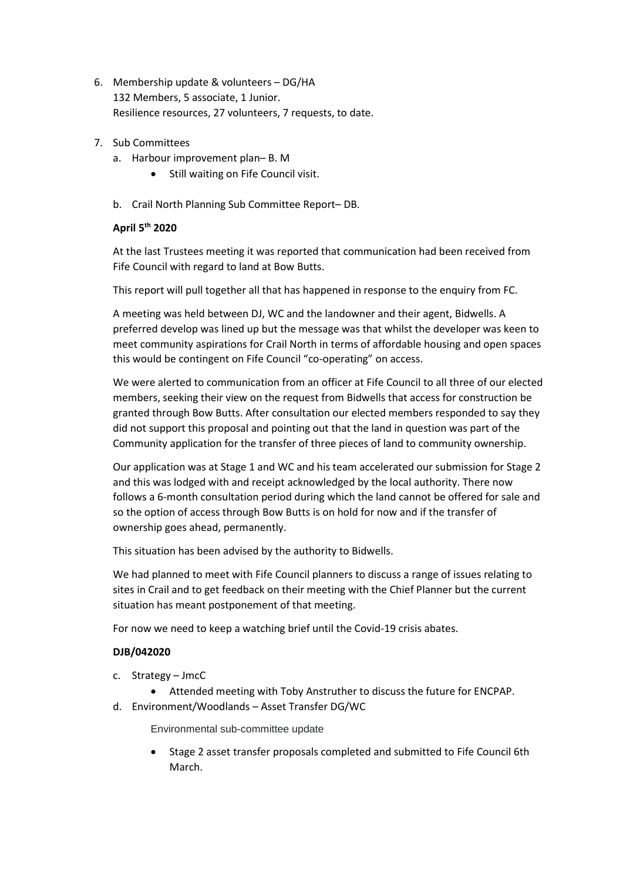6. Membership update & volunteers – DG/HA
   132 Members, 5 associate, 1 Junior.
   Resilience resources, 27 volunteers, 7 requests, to date.

7. Sub Committees
   a. Harbour improvement plan– B. M
      - Still waiting on Fife Council visit.

   b. Crail North Planning Sub Committee Report– DB.

   **April 5th 2020**

   At the last Trustees meeting it was reported that communication had been received from Fife Council with regard to land at Bow Butts.

   This report will pull together all that has happened in response to the enquiry from FC.

   A meeting was held between DJ, WC and the landowner and their agent, Bidwells. A preferred develop was lined up but the message was that whilst the developer was keen to meet community aspirations for Crail North in terms of affordable housing and open spaces this would be contingent on Fife Council "co-operating" on access.

   We were alerted to communication from an officer at Fife Council to all three of our elected members, seeking their view on the request from Bidwells that access for construction be granted through Bow Butts. After consultation our elected members responded to say they did not support this proposal and pointing out that the land in question was part of the Community application for the transfer of three pieces of land to community ownership.

   Our application was at Stage 1 and WC and his team accelerated our submission for Stage 2 and this was lodged with and receipt acknowledged by the local authority. There now follows a 6-month consultation period during which the land cannot be offered for sale and so the option of access through Bow Butts is on hold for now and if the transfer of ownership goes ahead, permanently.

   This situation has been advised by the authority to Bidwells.

   We had planned to meet with Fife Council planners to discuss a range of issues relating to sites in Crail and to get feedback on their meeting with the Chief Planner but the current situation has meant postponement of that meeting.

   For now we need to keep a watching brief until the Covid-19 crisis abates.

   **DJB/042020**

   c. Strategy – JmcC
      - Attended meeting with Toby Anstruther to discuss the future for ENCPAP.

   d. Environment/Woodlands – Asset Transfer DG/WC

      Environmental sub-committee update

      - Stage 2 asset transfer proposals completed and submitted to Fife Council 6th March.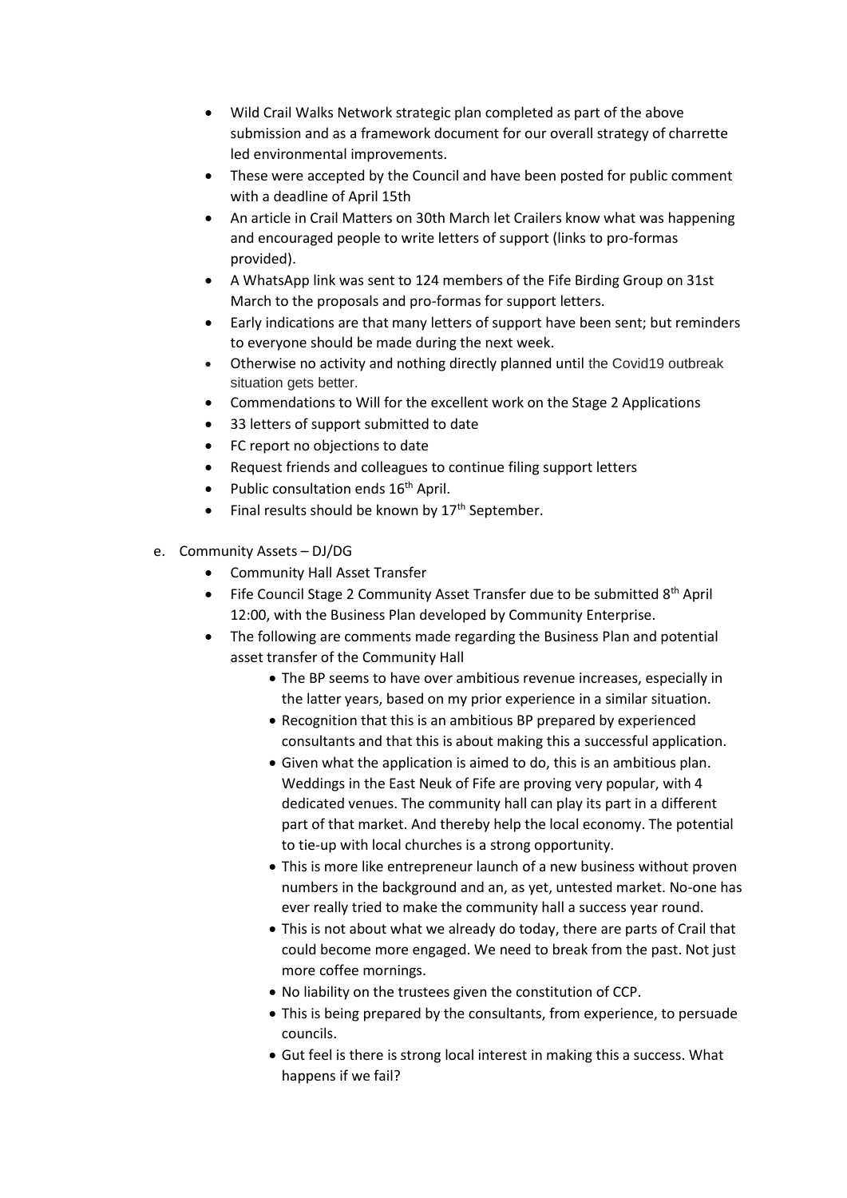- Wild Crail Walks Network strategic plan completed as part of the above submission and as a framework document for our overall strategy of charrette led environmental improvements.
- These were accepted by the Council and have been posted for public comment with a deadline of April 15th
- An article in Crail Matters on 30th March let Crailers know what was happening and encouraged people to write letters of support (links to pro-formas provided).
- A WhatsApp link was sent to 124 members of the Fife Birding Group on 31st March to the proposals and pro-formas for support letters.
- Early indications are that many letters of support have been sent; but reminders to everyone should be made during the next week.
- Otherwise no activity and nothing directly planned until the Covid19 outbreak situation gets better.
- Commendations to Will for the excellent work on the Stage 2 Applications
- 33 letters of support submitted to date
- FC report no objections to date
- Request friends and colleagues to continue filing support letters
- Public consultation ends 16th April.
- Final results should be known by 17th September.

e. Community Assets – DJ/DG
   - Community Hall Asset Transfer
   - Fife Council Stage 2 Community Asset Transfer due to be submitted 8th April 12:00, with the Business Plan developed by Community Enterprise.
   - The following are comments made regarding the Business Plan and potential asset transfer of the Community Hall
     - The BP seems to have over ambitious revenue increases, especially in the latter years, based on my prior experience in a similar situation.
     - Recognition that this is an ambitious BP prepared by experienced consultants and that this is about making this a successful application.
     - Given what the application is aimed to do, this is an ambitious plan. Weddings in the East Neuk of Fife are proving very popular, with 4 dedicated venues. The community hall can play its part in a different part of that market. And thereby help the local economy. The potential to tie-up with local churches is a strong opportunity.
     - This is more like entrepreneur launch of a new business without proven numbers in the background and an, as yet, untested market. No-one has ever really tried to make the community hall a success year round.
     - This is not about what we already do today, there are parts of Crail that could become more engaged. We need to break from the past. Not just more coffee mornings.
     - No liability on the trustees given the constitution of CCP.
     - This is being prepared by the consultants, from experience, to persuade councils.
     - Gut feel is there is strong local interest in making this a success. What happens if we fail?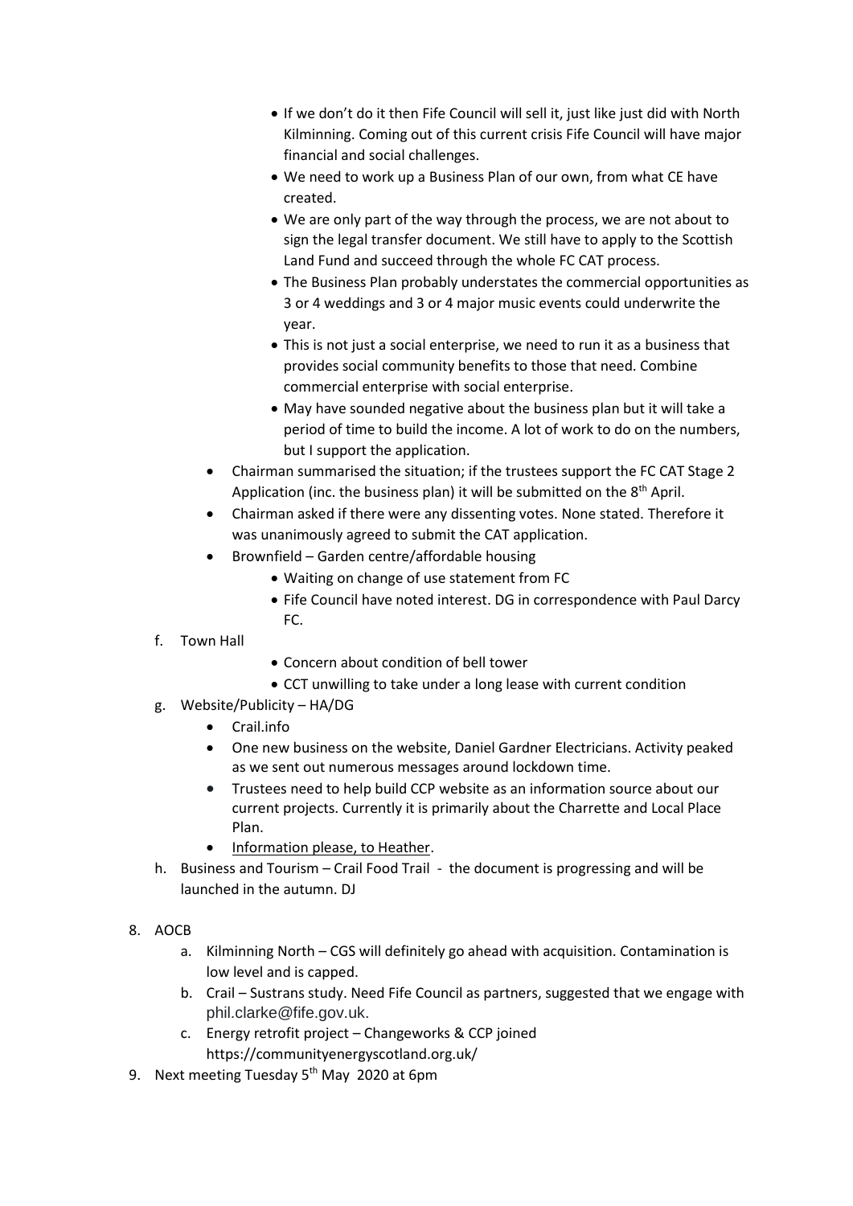- If we don't do it then Fife Council will sell it, just like just did with North Kilminning. Coming out of this current crisis Fife Council will have major financial and social challenges.
    - We need to work up a Business Plan of our own, from what CE have created.
    - We are only part of the way through the process, we are not about to sign the legal transfer document. We still have to apply to the Scottish Land Fund and succeed through the whole FC CAT process.
    - The Business Plan probably understates the commercial opportunities as 3 or 4 weddings and 3 or 4 major music events could underwrite the year.
    - This is not just a social enterprise, we need to run it as a business that provides social community benefits to those that need. Combine commercial enterprise with social enterprise.
    - May have sounded negative about the business plan but it will take a period of time to build the income. A lot of work to do on the numbers, but I support the application.
  - Chairman summarised the situation; if the trustees support the FC CAT Stage 2 Application (inc. the business plan) it will be submitted on the 8th April.
  - Chairman asked if there were any dissenting votes. None stated. Therefore it was unanimously agreed to submit the CAT application.
  - Brownfield – Garden centre/affordable housing
    - Waiting on change of use statement from FC
    - Fife Council have noted interest. DG in correspondence with Paul Darcy FC.

f. Town Hall
    - Concern about condition of bell tower
    - CCT unwilling to take under a long lease with current condition

g. Website/Publicity – HA/DG
  - Crail.info
  - One new business on the website, Daniel Gardner Electricians. Activity peaked as we sent out numerous messages around lockdown time.
  - Trustees need to help build CCP website as an information source about our current projects. Currently it is primarily about the Charrette and Local Place Plan.
  - Information please, to Heather.

h. Business and Tourism – Crail Food Trail - the document is progressing and will be launched in the autumn. DJ

8. AOCB
    a. Kilminning North – CGS will definitely go ahead with acquisition. Contamination is low level and is capped.
    b. Crail – Sustrans study. Need Fife Council as partners, suggested that we engage with phil.clarke@fife.gov.uk.
    c. Energy retrofit project – Changeworks & CCP joined https://communityenergyscotland.org.uk/

9. Next meeting Tuesday 5th May 2020 at 6pm